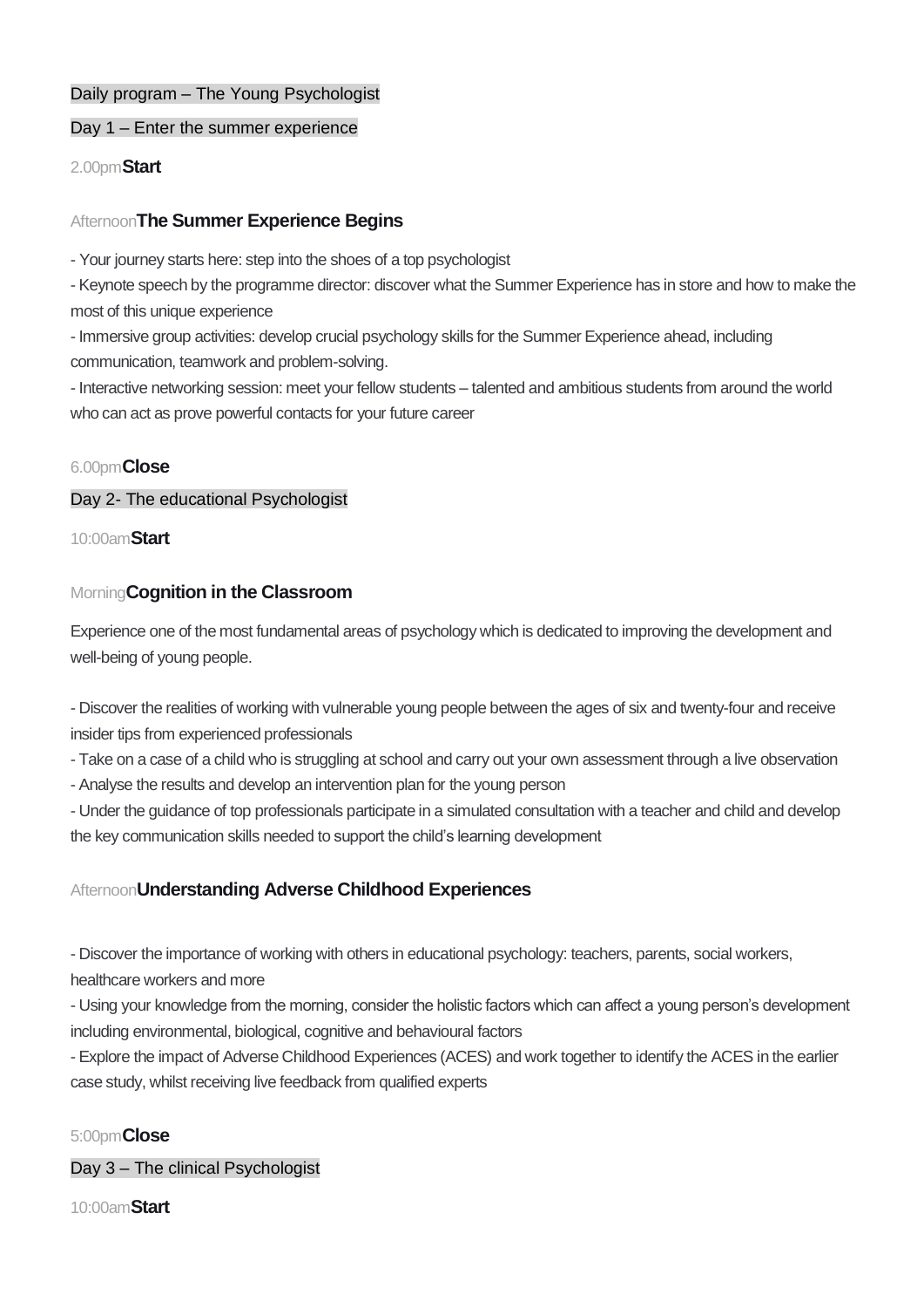## Daily program – The Young Psychologist

### Day 1 – Enter the summer experience

2.00pm **Start**

Afternoon **The Summer Experience Begins**

- Your journey starts here: step into the shoes of a top psychologist
- Keynote speech by the programme director: discover what the Summer Experience has in store and how to make the most of this unique experience
- Immersive group activities: develop crucial psychology skills for the Summer Experience ahead, including communication, teamwork and problem-solving.
- Interactive networking session: meet your fellow students – talented and ambitious students from around the world who can act as prove powerful contacts for your future career

6.00pm **Close**

### Day 2- The educational Psychologist

10:00am **Start**

Morning **Cognition in the Classroom**

Experience one of the most fundamental areas of psychology which is dedicated to improving the development and well-being of young people.

- Discover the realities of working with vulnerable young people between the ages of six and twenty-four and receive insider tips from experienced professionals
- Take on a case of a child who is struggling at school and carry out your own assessment through a live observation
- Analyse the results and develop an intervention plan for the young person
- Under the guidance of top professionals participate in a simulated consultation with a teacher and child and develop the key communication skills needed to support the child's learning development

Afternoon **Understanding Adverse Childhood Experiences**

- Discover the importance of working with others in educational psychology: teachers, parents, social workers, healthcare workers and more
- Using your knowledge from the morning, consider the holistic factors which can affect a young person's development including environmental, biological, cognitive and behavioural factors
- Explore the impact of Adverse Childhood Experiences (ACES) and work together to identify the ACES in the earlier case study, whilst receiving live feedback from qualified experts

5:00pm **Close**

### Day 3 – The clinical Psychologist

10:00am **Start**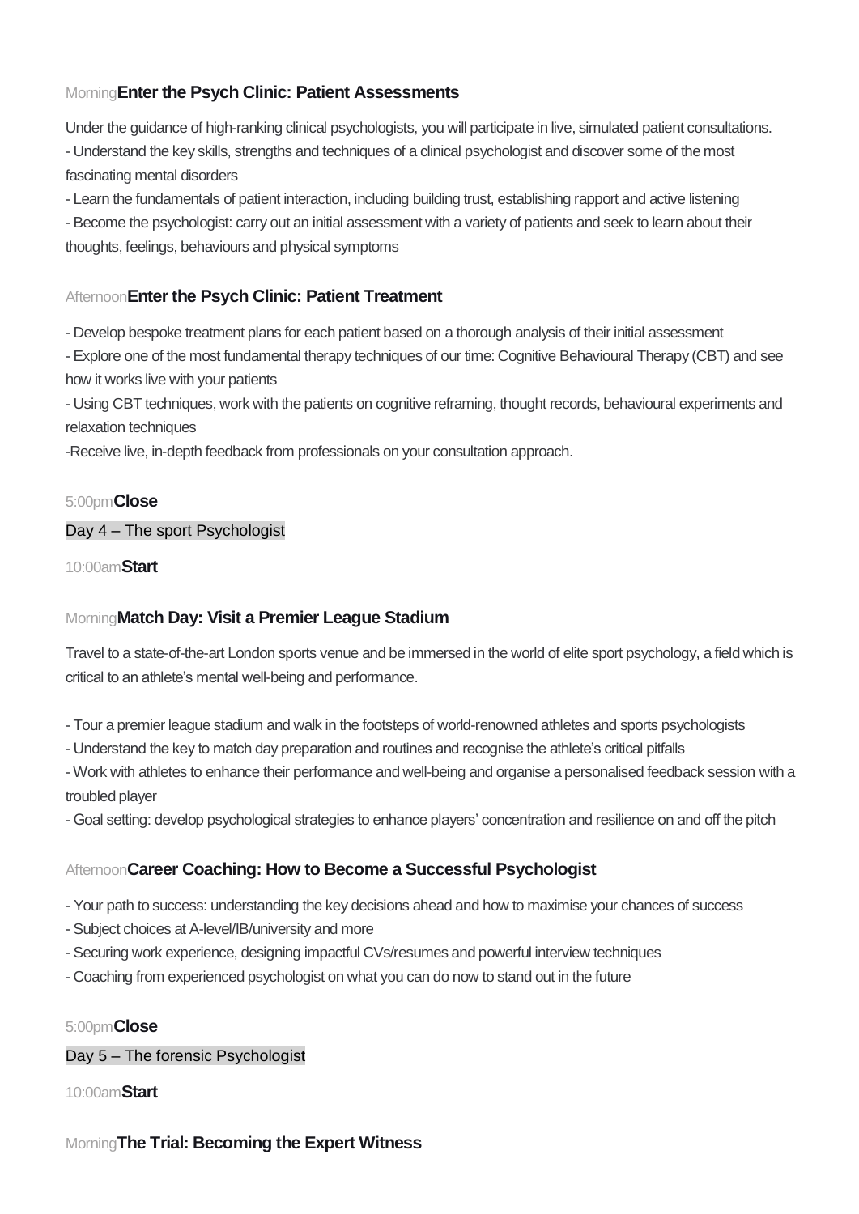Morning **Enter the Psych Clinic: Patient Assessments**

Under the guidance of high-ranking clinical psychologists, you will participate in live, simulated patient consultations.

- Understand the key skills, strengths and techniques of a clinical psychologist and discover some of the most fascinating mental disorders
- Learn the fundamentals of patient interaction, including building trust, establishing rapport and active listening
- Become the psychologist: carry out an initial assessment with a variety of patients and seek to learn about their thoughts, feelings, behaviours and physical symptoms

Afternoon **Enter the Psych Clinic: Patient Treatment**

- Develop bespoke treatment plans for each patient based on a thorough analysis of their initial assessment
- Explore one of the most fundamental therapy techniques of our time: Cognitive Behavioural Therapy (CBT) and see how it works live with your patients
- Using CBT techniques, work with the patients on cognitive reframing, thought records, behavioural experiments and relaxation techniques
- Receive live, in-depth feedback from professionals on your consultation approach.

5:00pm **Close**

## Day 4 – The sport Psychologist

10:00am **Start**

Morning **Match Day: Visit a Premier League Stadium**

Travel to a state-of-the-art London sports venue and be immersed in the world of elite sport psychology, a field which is critical to an athlete's mental well-being and performance.

- Tour a premier league stadium and walk in the footsteps of world-renowned athletes and sports psychologists
- Understand the key to match day preparation and routines and recognise the athlete's critical pitfalls
- Work with athletes to enhance their performance and well-being and organise a personalised feedback session with a troubled player
- Goal setting: develop psychological strategies to enhance players' concentration and resilience on and off the pitch

Afternoon **Career Coaching: How to Become a Successful Psychologist**

- Your path to success: understanding the key decisions ahead and how to maximise your chances of success
- Subject choices at A-level/IB/university and more
- Securing work experience, designing impactful CVs/resumes and powerful interview techniques
- Coaching from experienced psychologist on what you can do now to stand out in the future

5:00pm **Close**

## Day 5 – The forensic Psychologist

10:00am **Start**

Morning **The Trial: Becoming the Expert Witness**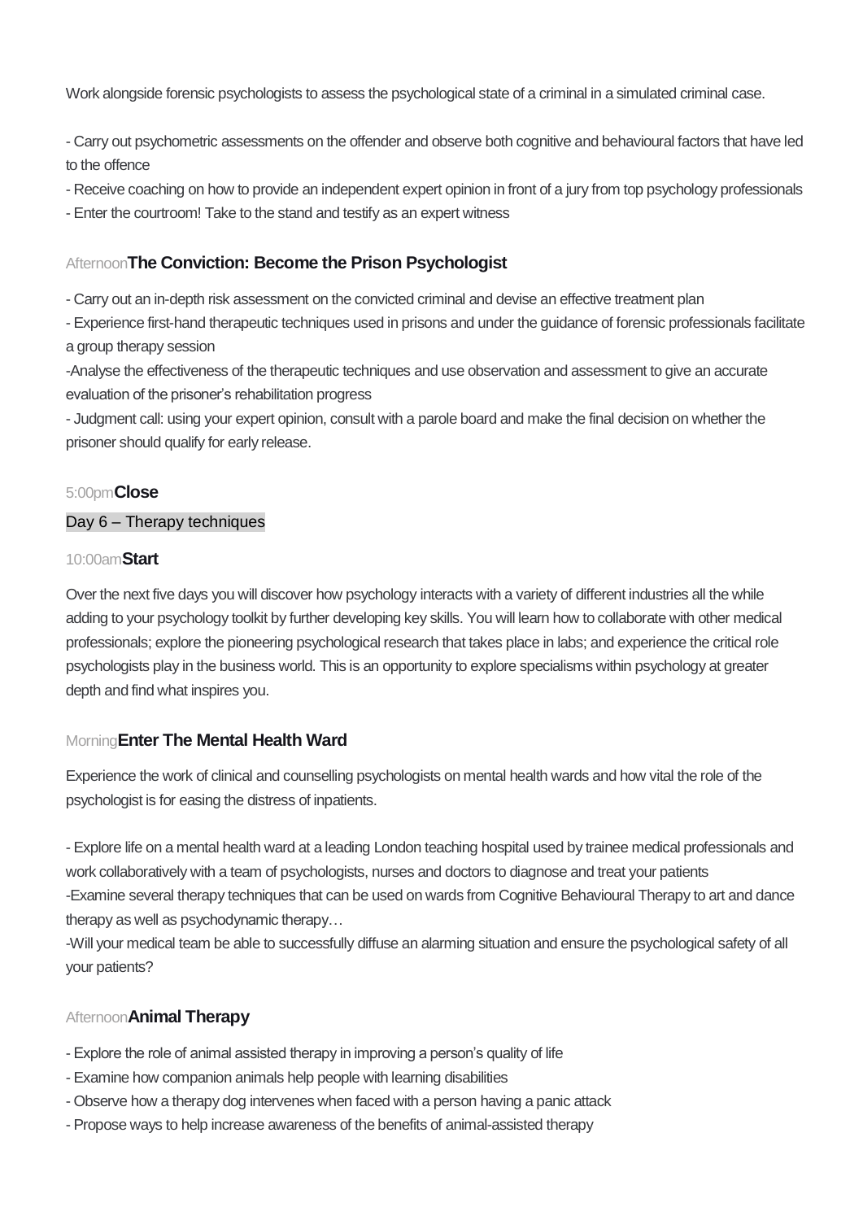Work alongside forensic psychologists to assess the psychological state of a criminal in a simulated criminal case.

- Carry out psychometric assessments on the offender and observe both cognitive and behavioural factors that have led to the offence
- Receive coaching on how to provide an independent expert opinion in front of a jury from top psychology professionals
- Enter the courtroom! Take to the stand and testify as an expert witness

### Afternoon **The Conviction: Become the Prison Psychologist**

- Carry out an in-depth risk assessment on the convicted criminal and devise an effective treatment plan
- Experience first-hand therapeutic techniques used in prisons and under the guidance of forensic professionals facilitate a group therapy session
- Analyse the effectiveness of the therapeutic techniques and use observation and assessment to give an accurate evaluation of the prisoner's rehabilitation progress
- Judgment call: using your expert opinion, consult with a parole board and make the final decision on whether the prisoner should qualify for early release.

### 5:00pm **Close**

## Day 6 – Therapy techniques

### 10:00am **Start**

Over the next five days you will discover how psychology interacts with a variety of different industries all the while adding to your psychology toolkit by further developing key skills. You will learn how to collaborate with other medical professionals; explore the pioneering psychological research that takes place in labs; and experience the critical role psychologists play in the business world. This is an opportunity to explore specialisms within psychology at greater depth and find what inspires you.

### Morning **Enter The Mental Health Ward**

Experience the work of clinical and counselling psychologists on mental health wards and how vital the role of the psychologist is for easing the distress of inpatients.

- Explore life on a mental health ward at a leading London teaching hospital used by trainee medical professionals and work collaboratively with a team of psychologists, nurses and doctors to diagnose and treat your patients
- Examine several therapy techniques that can be used on wards from Cognitive Behavioural Therapy to art and dance therapy as well as psychodynamic therapy…
- Will your medical team be able to successfully diffuse an alarming situation and ensure the psychological safety of all your patients?

### Afternoon **Animal Therapy**

- Explore the role of animal assisted therapy in improving a person's quality of life
- Examine how companion animals help people with learning disabilities
- Observe how a therapy dog intervenes when faced with a person having a panic attack
- Propose ways to help increase awareness of the benefits of animal-assisted therapy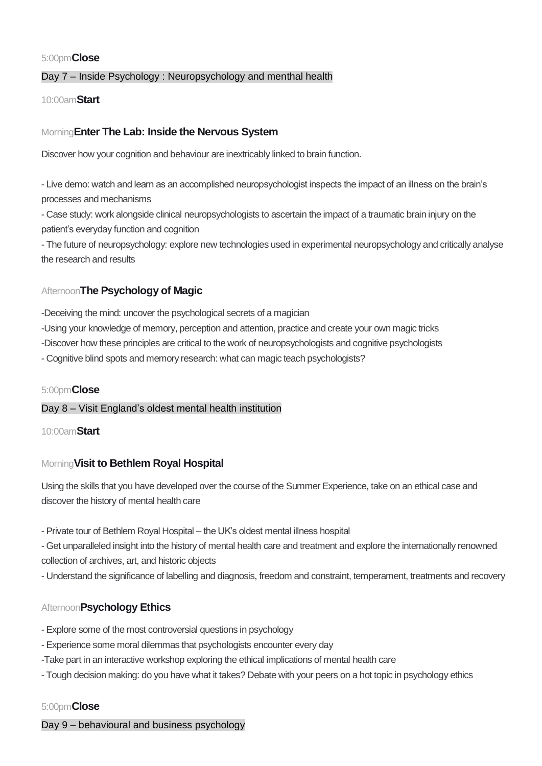5:00pm **Close**

## Day 7 – Inside Psychology : Neuropsychology and menthal health

10:00am **Start**

### Morning **Enter The Lab: Inside the Nervous System**

Discover how your cognition and behaviour are inextricably linked to brain function.

- Live demo: watch and learn as an accomplished neuropsychologist inspects the impact of an illness on the brain's processes and mechanisms
- Case study: work alongside clinical neuropsychologists to ascertain the impact of a traumatic brain injury on the patient's everyday function and cognition
- The future of neuropsychology: explore new technologies used in experimental neuropsychology and critically analyse the research and results

### Afternoon **The Psychology of Magic**

-Deceiving the mind: uncover the psychological secrets of a magician
-Using your knowledge of memory, perception and attention, practice and create your own magic tricks
-Discover how these principles are critical to the work of neuropsychologists and cognitive psychologists
- Cognitive blind spots and memory research: what can magic teach psychologists?

5:00pm **Close**

## Day 8 – Visit England's oldest mental health institution

10:00am **Start**

### Morning **Visit to Bethlem Royal Hospital**

Using the skills that you have developed over the course of the Summer Experience, take on an ethical case and discover the history of mental health care

- Private tour of Bethlem Royal Hospital – the UK's oldest mental illness hospital
- Get unparalleled insight into the history of mental health care and treatment and explore the internationally renowned collection of archives, art, and historic objects
- Understand the significance of labelling and diagnosis, freedom and constraint, temperament, treatments and recovery

### Afternoon **Psychology Ethics**

- Explore some of the most controversial questions in psychology
- Experience some moral dilemmas that psychologists encounter every day
-Take part in an interactive workshop exploring the ethical implications of mental health care
- Tough decision making: do you have what it takes? Debate with your peers on a hot topic in psychology ethics

5:00pm **Close**

## Day 9 – behavioural and business psychology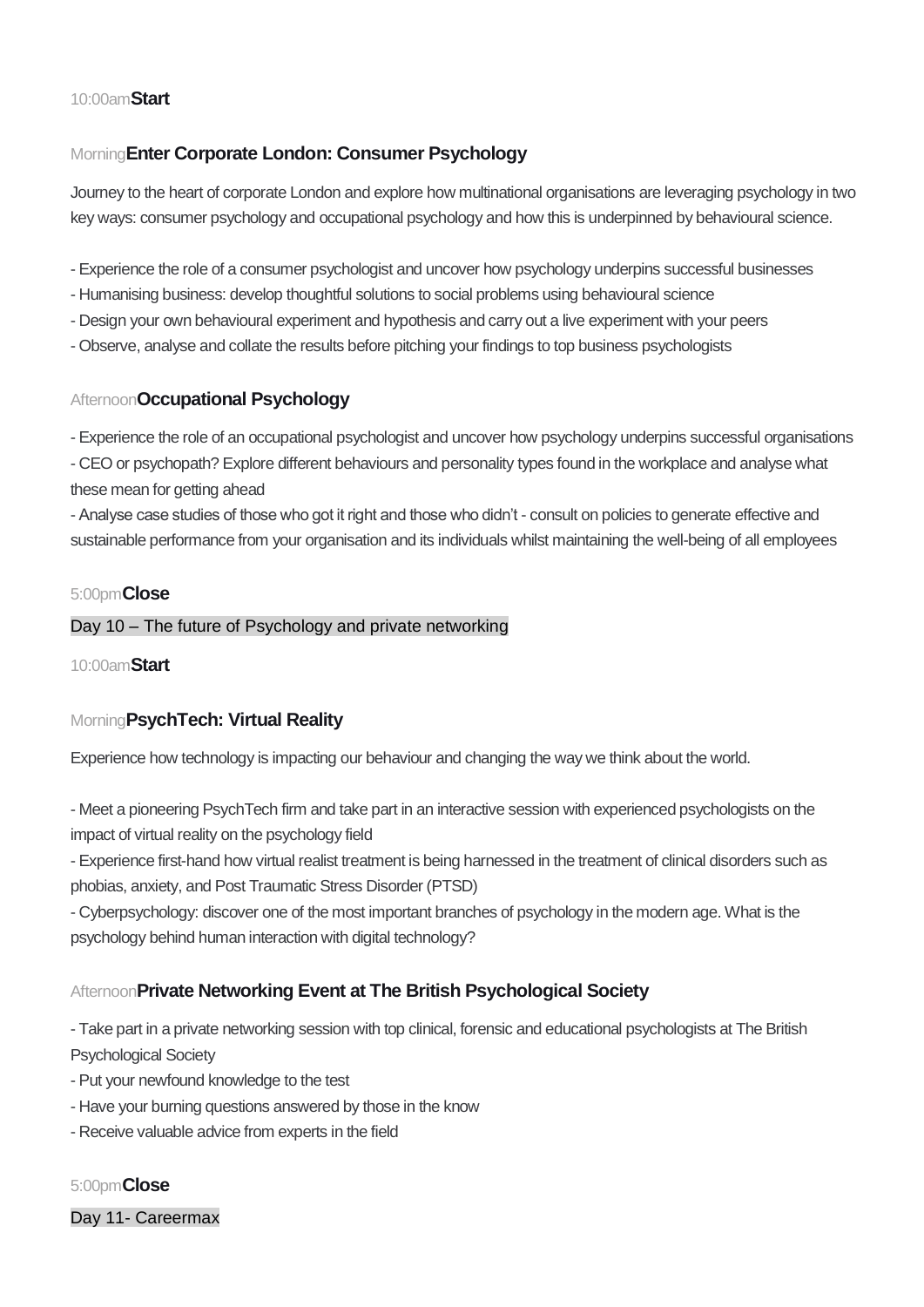10:00am **Start**

Morning **Enter Corporate London: Consumer Psychology**

Journey to the heart of corporate London and explore how multinational organisations are leveraging psychology in two key ways: consumer psychology and occupational psychology and how this is underpinned by behavioural science.

- Experience the role of a consumer psychologist and uncover how psychology underpins successful businesses
- Humanising business: develop thoughtful solutions to social problems using behavioural science
- Design your own behavioural experiment and hypothesis and carry out a live experiment with your peers
- Observe, analyse and collate the results before pitching your findings to top business psychologists

Afternoon **Occupational Psychology**

- Experience the role of an occupational psychologist and uncover how psychology underpins successful organisations
- CEO or psychopath? Explore different behaviours and personality types found in the workplace and analyse what these mean for getting ahead
- Analyse case studies of those who got it right and those who didn't - consult on policies to generate effective and sustainable performance from your organisation and its individuals whilst maintaining the well-being of all employees

5:00pm **Close**

Day 10 – The future of Psychology and private networking

10:00am **Start**

Morning **PsychTech: Virtual Reality**

Experience how technology is impacting our behaviour and changing the way we think about the world.

- Meet a pioneering PsychTech firm and take part in an interactive session with experienced psychologists on the impact of virtual reality on the psychology field
- Experience first-hand how virtual realist treatment is being harnessed in the treatment of clinical disorders such as phobias, anxiety, and Post Traumatic Stress Disorder (PTSD)
- Cyberpsychology: discover one of the most important branches of psychology in the modern age. What is the psychology behind human interaction with digital technology?

Afternoon **Private Networking Event at The British Psychological Society**

- Take part in a private networking session with top clinical, forensic and educational psychologists at The British Psychological Society
- Put your newfound knowledge to the test
- Have your burning questions answered by those in the know
- Receive valuable advice from experts in the field

5:00pm **Close**

Day 11- Careermax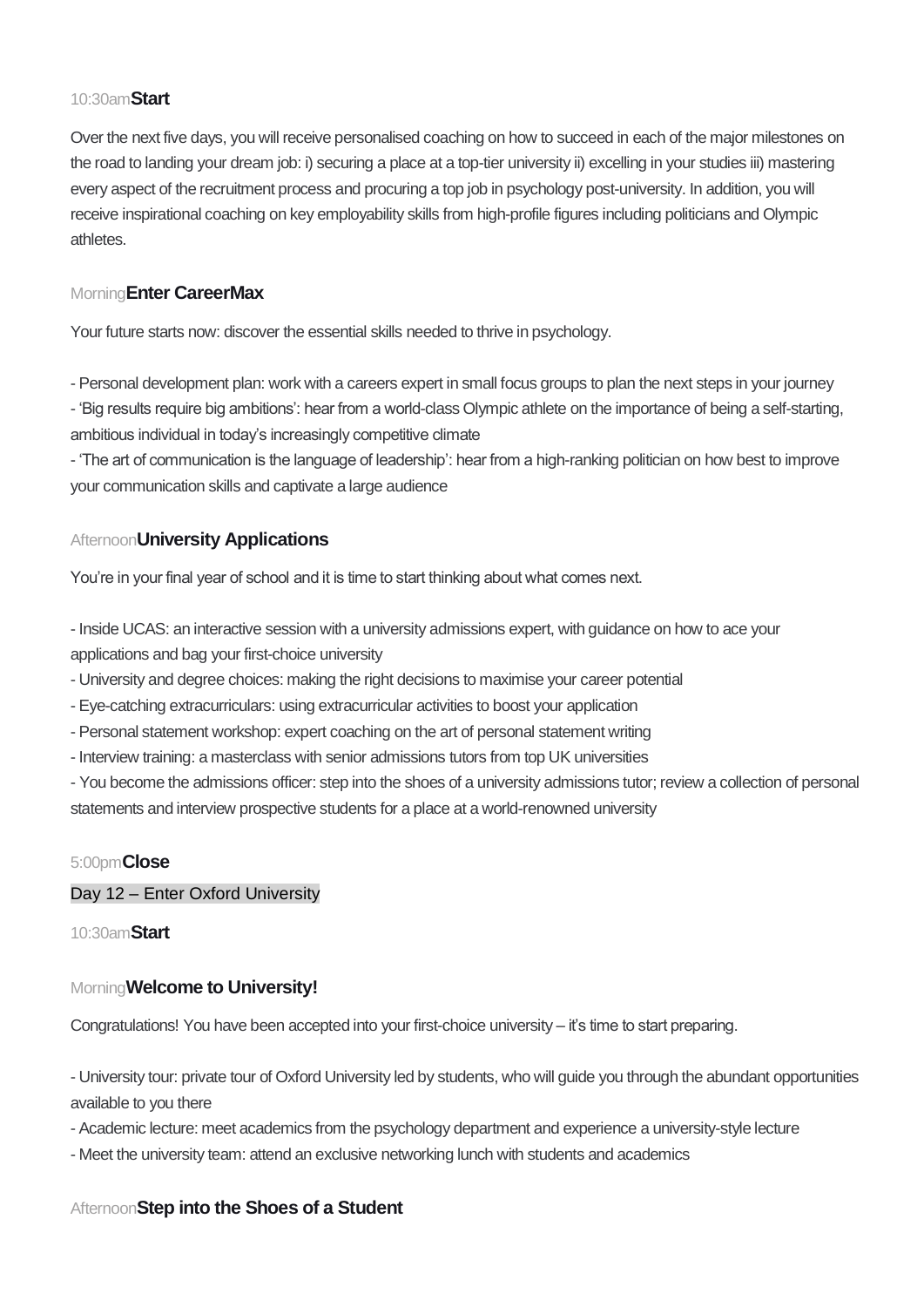10:30am **Start**

Over the next five days, you will receive personalised coaching on how to succeed in each of the major milestones on the road to landing your dream job: i) securing a place at a top-tier university ii) excelling in your studies iii) mastering every aspect of the recruitment process and procuring a top job in psychology post-university. In addition, you will receive inspirational coaching on key employability skills from high-profile figures including politicians and Olympic athletes.

Morning **Enter CareerMax**

Your future starts now: discover the essential skills needed to thrive in psychology.

- Personal development plan: work with a careers expert in small focus groups to plan the next steps in your journey
- 'Big results require big ambitions': hear from a world-class Olympic athlete on the importance of being a self-starting, ambitious individual in today's increasingly competitive climate
- 'The art of communication is the language of leadership': hear from a high-ranking politician on how best to improve your communication skills and captivate a large audience

Afternoon **University Applications**

You're in your final year of school and it is time to start thinking about what comes next.

- Inside UCAS: an interactive session with a university admissions expert, with guidance on how to ace your applications and bag your first-choice university
- University and degree choices: making the right decisions to maximise your career potential
- Eye-catching extracurriculars: using extracurricular activities to boost your application
- Personal statement workshop: expert coaching on the art of personal statement writing
- Interview training: a masterclass with senior admissions tutors from top UK universities
- You become the admissions officer: step into the shoes of a university admissions tutor; review a collection of personal statements and interview prospective students for a place at a world-renowned university

5:00pm **Close**

## Day 12 – Enter Oxford University

10:30am **Start**

Morning **Welcome to University!**

Congratulations! You have been accepted into your first-choice university – it's time to start preparing.

- University tour: private tour of Oxford University led by students, who will guide you through the abundant opportunities available to you there
- Academic lecture: meet academics from the psychology department and experience a university-style lecture
- Meet the university team: attend an exclusive networking lunch with students and academics

Afternoon **Step into the Shoes of a Student**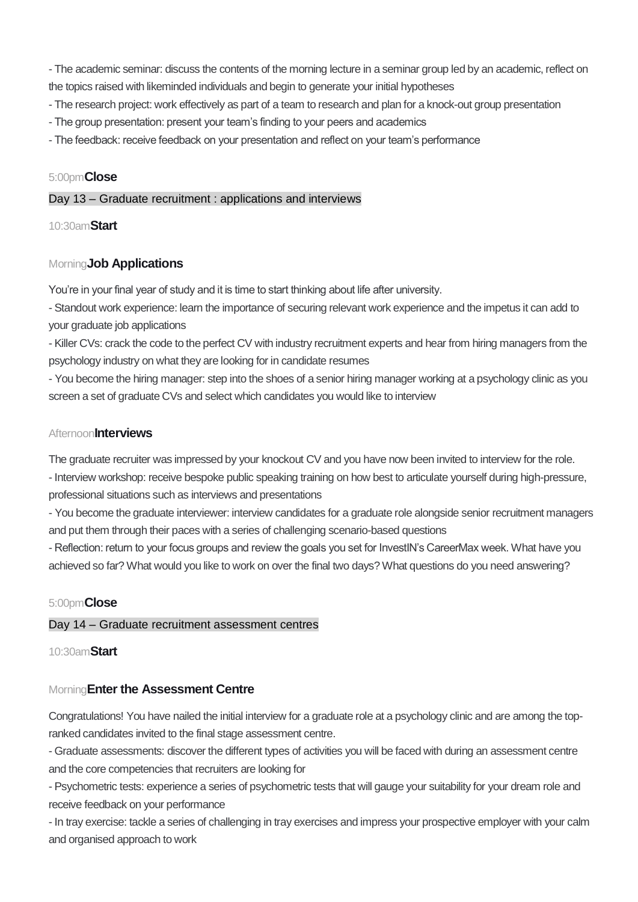- The academic seminar: discuss the contents of the morning lecture in a seminar group led by an academic, reflect on the topics raised with likeminded individuals and begin to generate your initial hypotheses
- The research project: work effectively as part of a team to research and plan for a knock-out group presentation
- The group presentation: present your team's finding to your peers and academics
- The feedback: receive feedback on your presentation and reflect on your team's performance

5:00pm **Close**

## Day 13 – Graduate recruitment : applications and interviews

10:30am **Start**

### Morning **Job Applications**

You're in your final year of study and it is time to start thinking about life after university.

- Standout work experience: learn the importance of securing relevant work experience and the impetus it can add to your graduate job applications
- Killer CVs: crack the code to the perfect CV with industry recruitment experts and hear from hiring managers from the psychology industry on what they are looking for in candidate resumes
- You become the hiring manager: step into the shoes of a senior hiring manager working at a psychology clinic as you screen a set of graduate CVs and select which candidates you would like to interview

### Afternoon **Interviews**

The graduate recruiter was impressed by your knockout CV and you have now been invited to interview for the role.

- Interview workshop: receive bespoke public speaking training on how best to articulate yourself during high-pressure, professional situations such as interviews and presentations
- You become the graduate interviewer: interview candidates for a graduate role alongside senior recruitment managers and put them through their paces with a series of challenging scenario-based questions
- Reflection: return to your focus groups and review the goals you set for InvestIN's CareerMax week. What have you achieved so far? What would you like to work on over the final two days? What questions do you need answering?

5:00pm **Close**

## Day 14 – Graduate recruitment assessment centres

10:30am **Start**

### Morning **Enter the Assessment Centre**

Congratulations! You have nailed the initial interview for a graduate role at a psychology clinic and are among the top-ranked candidates invited to the final stage assessment centre.

- Graduate assessments: discover the different types of activities you will be faced with during an assessment centre and the core competencies that recruiters are looking for
- Psychometric tests: experience a series of psychometric tests that will gauge your suitability for your dream role and receive feedback on your performance
- In tray exercise: tackle a series of challenging in tray exercises and impress your prospective employer with your calm and organised approach to work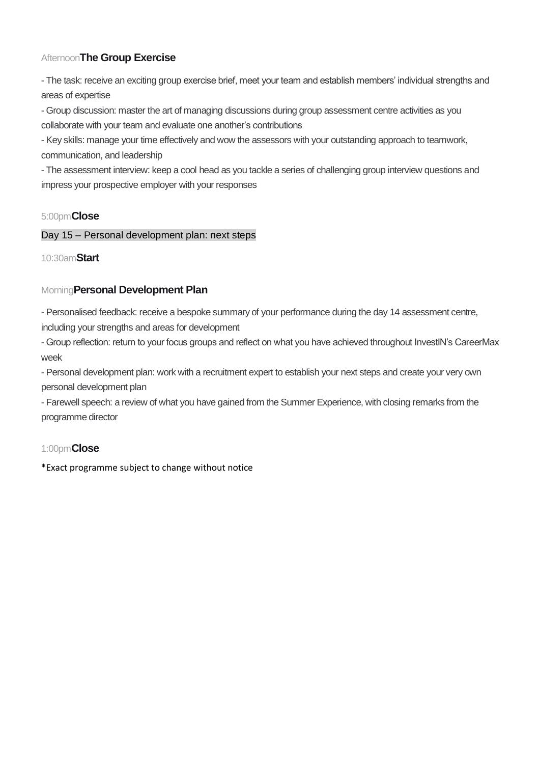Afternoon **The Group Exercise**

- The task: receive an exciting group exercise brief, meet your team and establish members' individual strengths and areas of expertise
- Group discussion: master the art of managing discussions during group assessment centre activities as you collaborate with your team and evaluate one another's contributions
- Key skills: manage your time effectively and wow the assessors with your outstanding approach to teamwork, communication, and leadership
- The assessment interview: keep a cool head as you tackle a series of challenging group interview questions and impress your prospective employer with your responses

5:00pm **Close**

## Day 15 – Personal development plan: next steps

10:30am **Start**

Morning **Personal Development Plan**

- Personalised feedback: receive a bespoke summary of your performance during the day 14 assessment centre, including your strengths and areas for development
- Group reflection: return to your focus groups and reflect on what you have achieved throughout InvestIN's CareerMax week
- Personal development plan: work with a recruitment expert to establish your next steps and create your very own personal development plan
- Farewell speech: a review of what you have gained from the Summer Experience, with closing remarks from the programme director

1:00pm **Close**

*Exact programme subject to change without notice